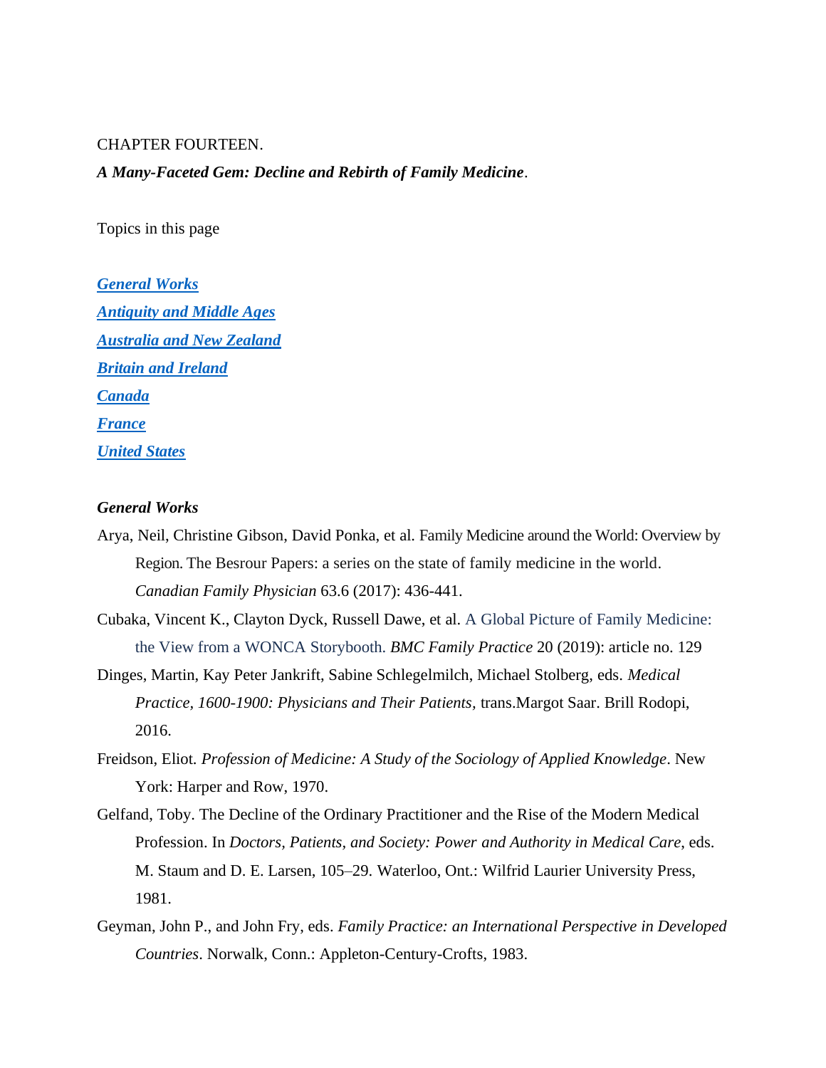CHAPTER FOURTEEN.

***A Many-Faceted Gem: Decline and Rebirth of Family Medicine*.**

Topics in this page

***General Works***
***Antiquity and Middle Ages***
***Australia and New Zealand***
***Britain and Ireland***
***Canada***
***France***
***United States***

### *General Works*

Arya, Neil, Christine Gibson, David Ponka, et al. Family Medicine around the World: Overview by Region. The Besrour Papers: a series on the state of family medicine in the world. *Canadian Family Physician* 63.6 (2017): 436-441.

Cubaka, Vincent K., Clayton Dyck, Russell Dawe, et al. A Global Picture of Family Medicine: the View from a WONCA Storybooth. *BMC Family Practice* 20 (2019): article no. 129

Dinges, Martin, Kay Peter Jankrift, Sabine Schlegelmilch, Michael Stolberg, eds. *Medical Practice, 1600-1900: Physicians and Their Patients,* trans.Margot Saar. Brill Rodopi, 2016.

Freidson, Eliot. *Profession of Medicine: A Study of the Sociology of Applied Knowledge*. New York: Harper and Row, 1970.

Gelfand, Toby. The Decline of the Ordinary Practitioner and the Rise of the Modern Medical Profession. In *Doctors, Patients, and Society: Power and Authority in Medical Care*, eds. M. Staum and D. E. Larsen, 105–29. Waterloo, Ont.: Wilfrid Laurier University Press, 1981.

Geyman, John P., and John Fry, eds. *Family Practice: an International Perspective in Developed Countries*. Norwalk, Conn.: Appleton-Century-Crofts, 1983.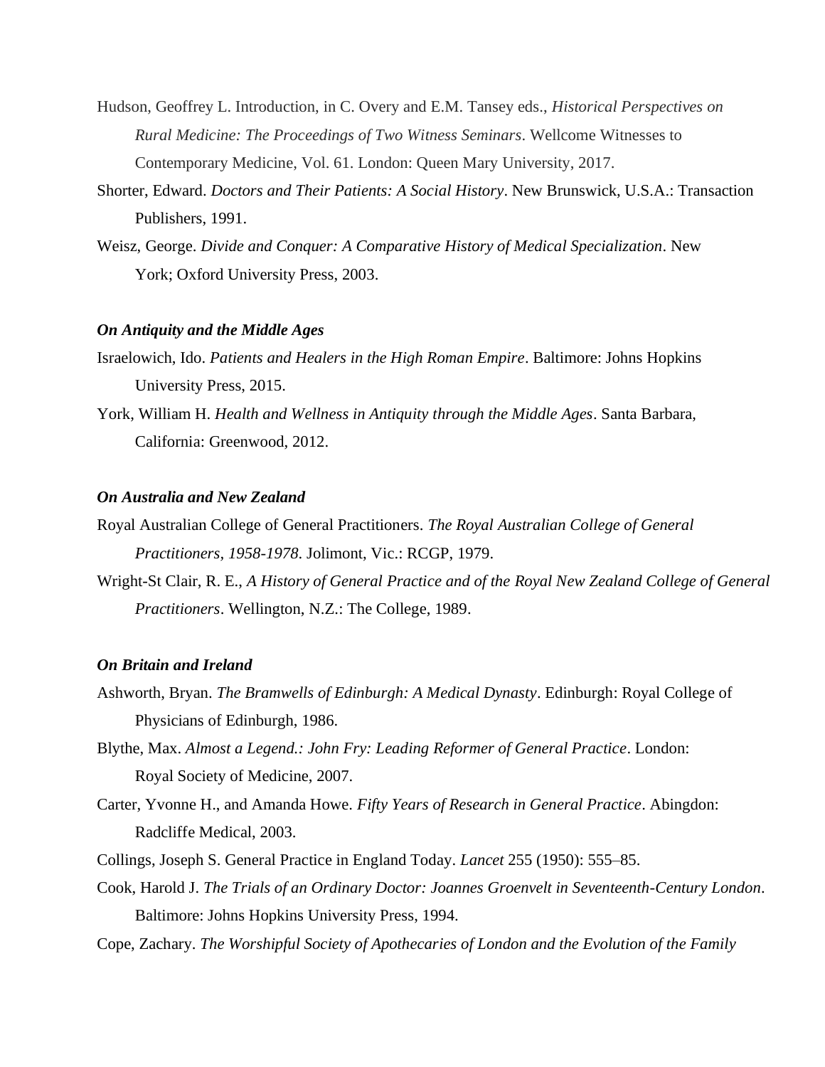Hudson, Geoffrey L. Introduction, in C. Overy and E.M. Tansey eds., *Historical Perspectives on Rural Medicine: The Proceedings of Two Witness Seminars*. Wellcome Witnesses to Contemporary Medicine, Vol. 61. London: Queen Mary University, 2017.

Shorter, Edward. *Doctors and Their Patients: A Social History*. New Brunswick, U.S.A.: Transaction Publishers, 1991.

Weisz, George. *Divide and Conquer: A Comparative History of Medical Specialization*. New York; Oxford University Press, 2003.

***On Antiquity and the Middle Ages***

Israelowich, Ido. *Patients and Healers in the High Roman Empire*. Baltimore: Johns Hopkins University Press, 2015.

York, William H. *Health and Wellness in Antiquity through the Middle Ages*. Santa Barbara, California: Greenwood, 2012.

***On Australia and New Zealand***

Royal Australian College of General Practitioners. *The Royal Australian College of General Practitioners, 1958-1978*. Jolimont, Vic.: RCGP, 1979.

Wright-St Clair, R. E., *A History of General Practice and of the Royal New Zealand College of General Practitioners*. Wellington, N.Z.: The College, 1989.

***On Britain and Ireland***

Ashworth, Bryan. *The Bramwells of Edinburgh: A Medical Dynasty*. Edinburgh: Royal College of Physicians of Edinburgh, 1986.

Blythe, Max. *Almost a Legend.: John Fry: Leading Reformer of General Practice*. London: Royal Society of Medicine, 2007.

Carter, Yvonne H., and Amanda Howe. *Fifty Years of Research in General Practice*. Abingdon: Radcliffe Medical, 2003.

Collings, Joseph S. General Practice in England Today. *Lancet* 255 (1950): 555–85.

Cook, Harold J. *The Trials of an Ordinary Doctor: Joannes Groenvelt in Seventeenth-Century London*. Baltimore: Johns Hopkins University Press, 1994.

Cope, Zachary. *The Worshipful Society of Apothecaries of London and the Evolution of the Family*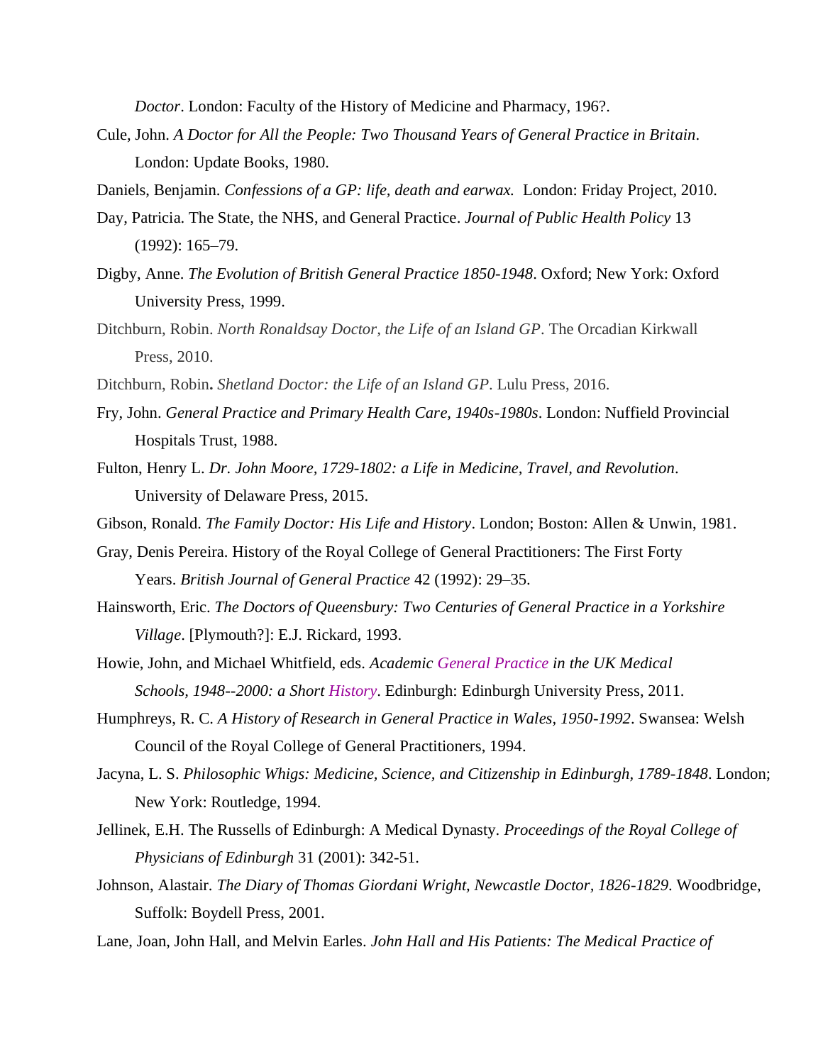*Doctor*. London: Faculty of the History of Medicine and Pharmacy, 196?.

Cule, John. *A Doctor for All the People: Two Thousand Years of General Practice in Britain*. London: Update Books, 1980.

Daniels, Benjamin. *Confessions of a GP: life, death and earwax.* London: Friday Project, 2010.

Day, Patricia. The State, the NHS, and General Practice. *Journal of Public Health Policy* 13 (1992): 165–79.

Digby, Anne. *The Evolution of British General Practice 1850-1948*. Oxford; New York: Oxford University Press, 1999.

Ditchburn, Robin. *North Ronaldsay Doctor, the Life of an Island GP*. The Orcadian Kirkwall Press, 2010.

Ditchburn, Robin**.** *Shetland Doctor: the Life of an Island GP*. Lulu Press, 2016.

Fry, John. *General Practice and Primary Health Care, 1940s-1980s*. London: Nuffield Provincial Hospitals Trust, 1988.

Fulton, Henry L. *Dr. John Moore, 1729-1802: a Life in Medicine, Travel, and Revolution*. University of Delaware Press, 2015.

Gibson, Ronald. *The Family Doctor: His Life and History*. London; Boston: Allen & Unwin, 1981.

Gray, Denis Pereira. History of the Royal College of General Practitioners: The First Forty Years. *British Journal of General Practice* 42 (1992): 29–35.

Hainsworth, Eric. *The Doctors of Queensbury: Two Centuries of General Practice in a Yorkshire Village*. [Plymouth?]: E.J. Rickard, 1993.

Howie, John, and Michael Whitfield, eds. *Academic General Practice in the UK Medical Schools, 1948--2000: a Short History*. Edinburgh: Edinburgh University Press, 2011.

Humphreys, R. C. *A History of Research in General Practice in Wales, 1950-1992*. Swansea: Welsh Council of the Royal College of General Practitioners, 1994.

Jacyna, L. S. *Philosophic Whigs: Medicine, Science, and Citizenship in Edinburgh, 1789-1848*. London; New York: Routledge, 1994.

Jellinek, E.H. The Russells of Edinburgh: A Medical Dynasty. *Proceedings of the Royal College of Physicians of Edinburgh* 31 (2001): 342-51.

Johnson, Alastair. *The Diary of Thomas Giordani Wright, Newcastle Doctor, 1826-1829*. Woodbridge, Suffolk: Boydell Press, 2001.

Lane, Joan, John Hall, and Melvin Earles. *John Hall and His Patients: The Medical Practice of*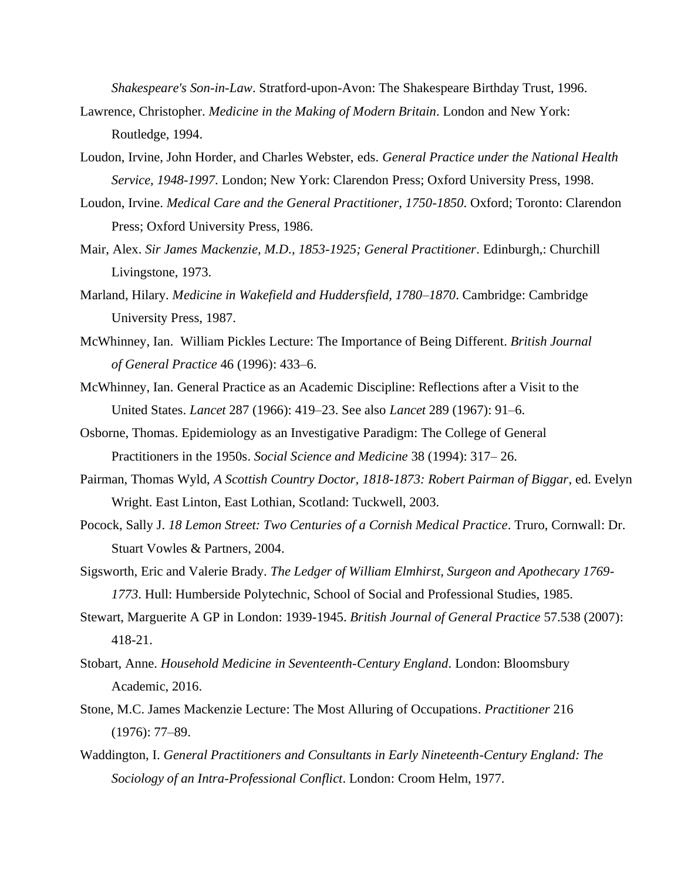*Shakespeare's Son-in-Law*. Stratford-upon-Avon: The Shakespeare Birthday Trust, 1996.

Lawrence, Christopher. *Medicine in the Making of Modern Britain*. London and New York: Routledge, 1994.

Loudon, Irvine, John Horder, and Charles Webster, eds. *General Practice under the National Health Service, 1948-1997*. London; New York: Clarendon Press; Oxford University Press, 1998.

Loudon, Irvine. *Medical Care and the General Practitioner, 1750-1850*. Oxford; Toronto: Clarendon Press; Oxford University Press, 1986.

Mair, Alex. *Sir James Mackenzie, M.D., 1853-1925; General Practitioner*. Edinburgh,: Churchill Livingstone, 1973.

Marland, Hilary. *Medicine in Wakefield and Huddersfield, 1780–1870*. Cambridge: Cambridge University Press, 1987.

McWhinney, Ian. William Pickles Lecture: The Importance of Being Different. *British Journal of General Practice* 46 (1996): 433–6.

McWhinney, Ian. General Practice as an Academic Discipline: Reflections after a Visit to the United States. *Lancet* 287 (1966): 419–23. See also *Lancet* 289 (1967): 91–6.

Osborne, Thomas. Epidemiology as an Investigative Paradigm: The College of General Practitioners in the 1950s. *Social Science and Medicine* 38 (1994): 317– 26.

Pairman, Thomas Wyld, *A Scottish Country Doctor, 1818-1873: Robert Pairman of Biggar*, ed. Evelyn Wright. East Linton, East Lothian, Scotland: Tuckwell, 2003.

Pocock, Sally J. *18 Lemon Street: Two Centuries of a Cornish Medical Practice*. Truro, Cornwall: Dr. Stuart Vowles & Partners, 2004.

Sigsworth, Eric and Valerie Brady. *The Ledger of William Elmhirst, Surgeon and Apothecary 1769-1773*. Hull: Humberside Polytechnic, School of Social and Professional Studies, 1985.

Stewart, Marguerite A GP in London: 1939-1945. *British Journal of General Practice* 57.538 (2007): 418-21.

Stobart, Anne. *Household Medicine in Seventeenth-Century England*. London: Bloomsbury Academic, 2016.

Stone, M.C. James Mackenzie Lecture: The Most Alluring of Occupations. *Practitioner* 216 (1976): 77–89.

Waddington, I. *General Practitioners and Consultants in Early Nineteenth-Century England: The Sociology of an Intra-Professional Conflict*. London: Croom Helm, 1977.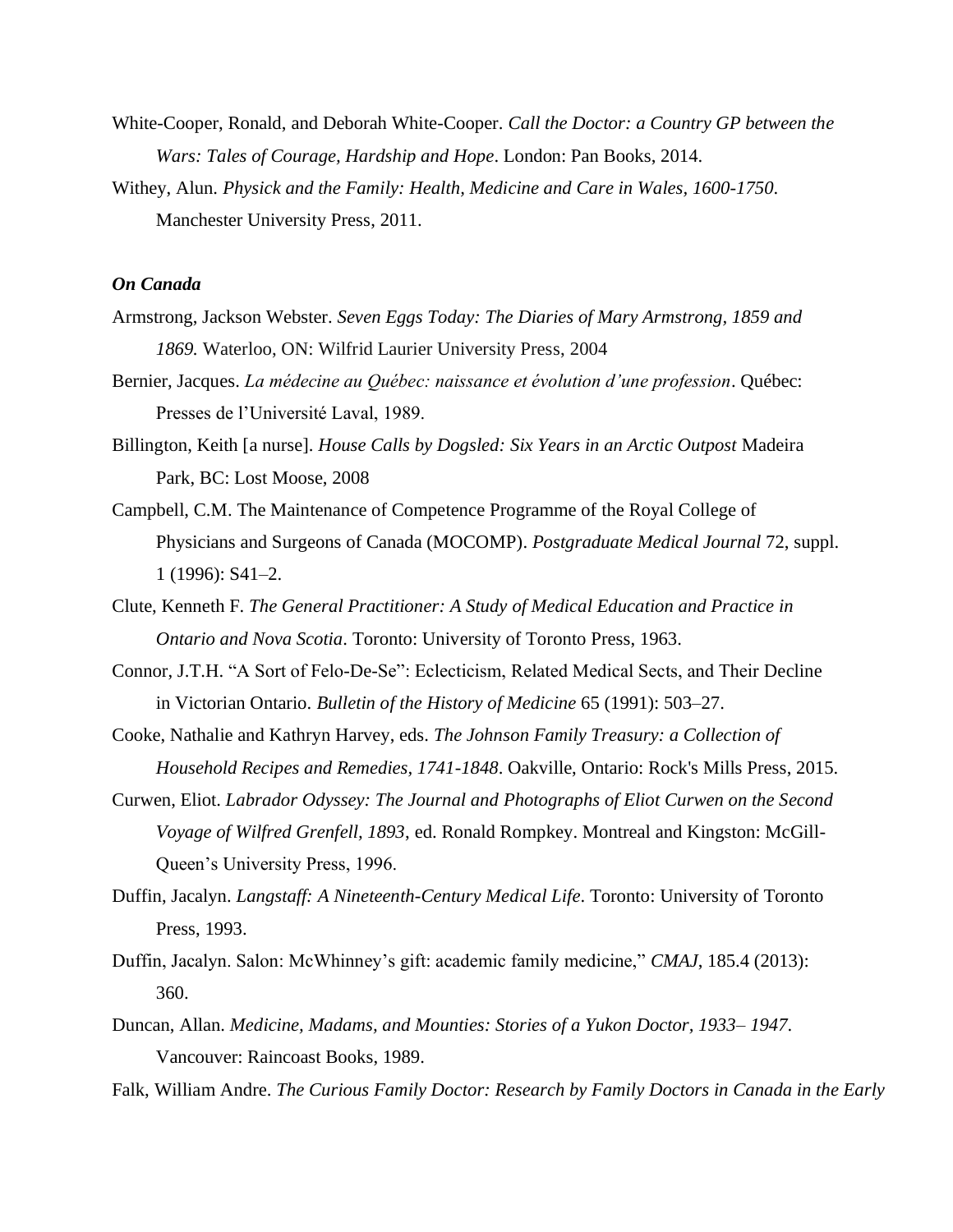White-Cooper, Ronald, and Deborah White-Cooper. *Call the Doctor: a Country GP between the Wars: Tales of Courage, Hardship and Hope*. London: Pan Books, 2014.

Withey, Alun. *Physick and the Family: Health, Medicine and Care in Wales, 1600-1750*. Manchester University Press, 2011.

### *On Canada*

Armstrong, Jackson Webster. *Seven Eggs Today: The Diaries of Mary Armstrong, 1859 and 1869.* Waterloo, ON: Wilfrid Laurier University Press, 2004

Bernier, Jacques. *La médecine au Québec: naissance et évolution d'une profession*. Québec: Presses de l'Université Laval, 1989.

Billington, Keith [a nurse]. *House Calls by Dogsled: Six Years in an Arctic Outpost* Madeira Park, BC: Lost Moose, 2008

Campbell, C.M. The Maintenance of Competence Programme of the Royal College of Physicians and Surgeons of Canada (MOCOMP). *Postgraduate Medical Journal* 72, suppl. 1 (1996): S41–2.

Clute, Kenneth F. *The General Practitioner: A Study of Medical Education and Practice in Ontario and Nova Scotia*. Toronto: University of Toronto Press, 1963.

Connor, J.T.H. "A Sort of Felo-De-Se": Eclecticism, Related Medical Sects, and Their Decline in Victorian Ontario. *Bulletin of the History of Medicine* 65 (1991): 503–27.

Cooke, Nathalie and Kathryn Harvey, eds. *The Johnson Family Treasury: a Collection of Household Recipes and Remedies, 1741-1848*. Oakville, Ontario: Rock's Mills Press, 2015.

Curwen, Eliot. *Labrador Odyssey: The Journal and Photographs of Eliot Curwen on the Second Voyage of Wilfred Grenfell, 1893*, ed. Ronald Rompkey. Montreal and Kingston: McGill-Queen's University Press, 1996.

Duffin, Jacalyn. *Langstaff: A Nineteenth-Century Medical Life*. Toronto: University of Toronto Press, 1993.

Duffin, Jacalyn. Salon: McWhinney's gift: academic family medicine," *CMAJ*, 185.4 (2013): 360.

Duncan, Allan. *Medicine, Madams, and Mounties: Stories of a Yukon Doctor, 1933– 1947*. Vancouver: Raincoast Books, 1989.

Falk, William Andre. *The Curious Family Doctor: Research by Family Doctors in Canada in the Early*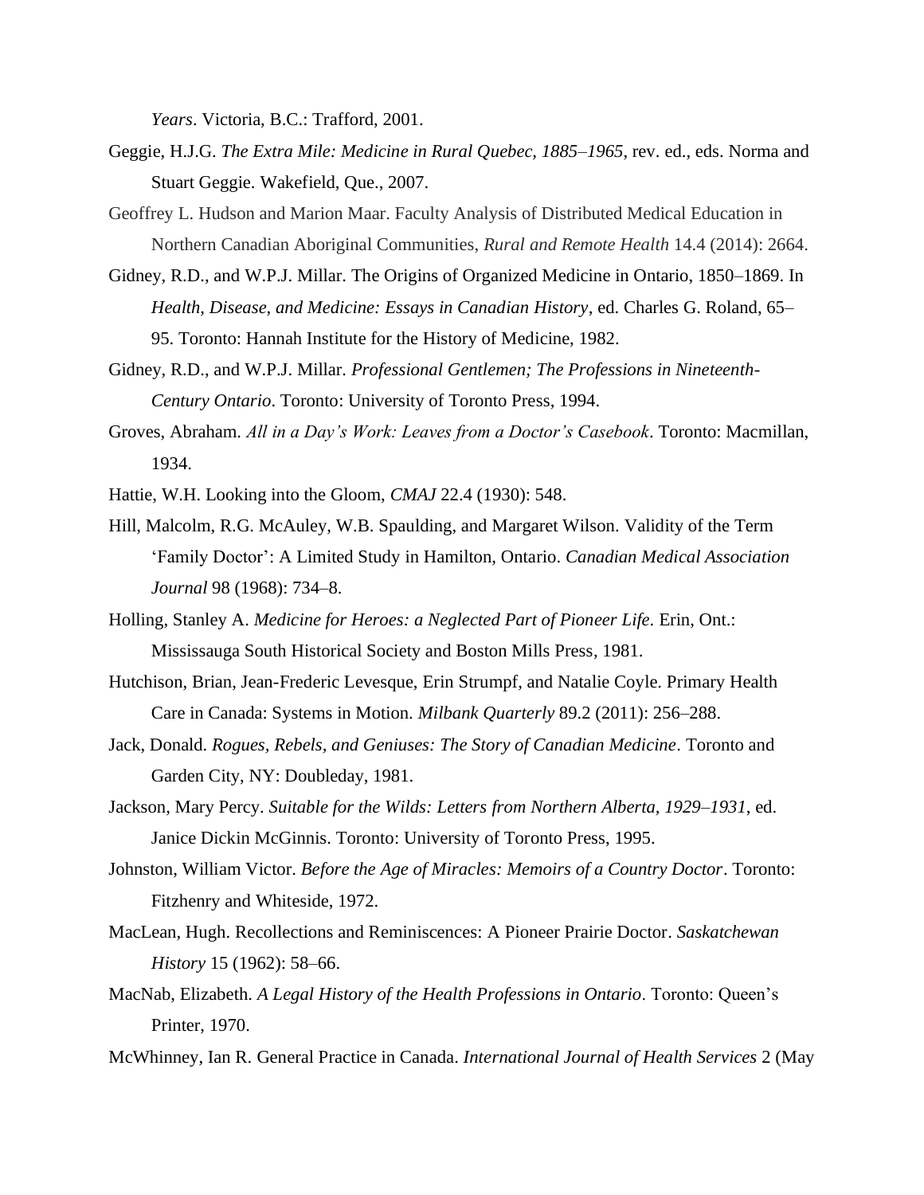*Years*. Victoria, B.C.: Trafford, 2001.

Geggie, H.J.G. *The Extra Mile: Medicine in Rural Quebec, 1885–1965*, rev. ed., eds. Norma and Stuart Geggie. Wakefield, Que., 2007.

Geoffrey L. Hudson and Marion Maar. Faculty Analysis of Distributed Medical Education in Northern Canadian Aboriginal Communities, *Rural and Remote Health* 14.4 (2014): 2664.

Gidney, R.D., and W.P.J. Millar. The Origins of Organized Medicine in Ontario, 1850–1869. In *Health, Disease, and Medicine: Essays in Canadian History*, ed. Charles G. Roland, 65–95. Toronto: Hannah Institute for the History of Medicine, 1982.

Gidney, R.D., and W.P.J. Millar. *Professional Gentlemen; The Professions in Nineteenth-Century Ontario*. Toronto: University of Toronto Press, 1994.

Groves, Abraham. *All in a Day's Work: Leaves from a Doctor's Casebook*. Toronto: Macmillan, 1934.

Hattie, W.H. Looking into the Gloom, *CMAJ* 22.4 (1930): 548.

Hill, Malcolm, R.G. McAuley, W.B. Spaulding, and Margaret Wilson. Validity of the Term 'Family Doctor': A Limited Study in Hamilton, Ontario. *Canadian Medical Association Journal* 98 (1968): 734–8.

Holling, Stanley A. *Medicine for Heroes: a Neglected Part of Pioneer Life.* Erin, Ont.: Mississauga South Historical Society and Boston Mills Press, 1981.

Hutchison, Brian, Jean-Frederic Levesque, Erin Strumpf, and Natalie Coyle. Primary Health Care in Canada: Systems in Motion. *Milbank Quarterly* 89.2 (2011): 256–288.

Jack, Donald. *Rogues, Rebels, and Geniuses: The Story of Canadian Medicine*. Toronto and Garden City, NY: Doubleday, 1981.

Jackson, Mary Percy. *Suitable for the Wilds: Letters from Northern Alberta, 1929–1931*, ed. Janice Dickin McGinnis. Toronto: University of Toronto Press, 1995.

Johnston, William Victor. *Before the Age of Miracles: Memoirs of a Country Doctor*. Toronto: Fitzhenry and Whiteside, 1972.

MacLean, Hugh. Recollections and Reminiscences: A Pioneer Prairie Doctor. *Saskatchewan History* 15 (1962): 58–66.

MacNab, Elizabeth. *A Legal History of the Health Professions in Ontario*. Toronto: Queen's Printer, 1970.

McWhinney, Ian R. General Practice in Canada. *International Journal of Health Services* 2 (May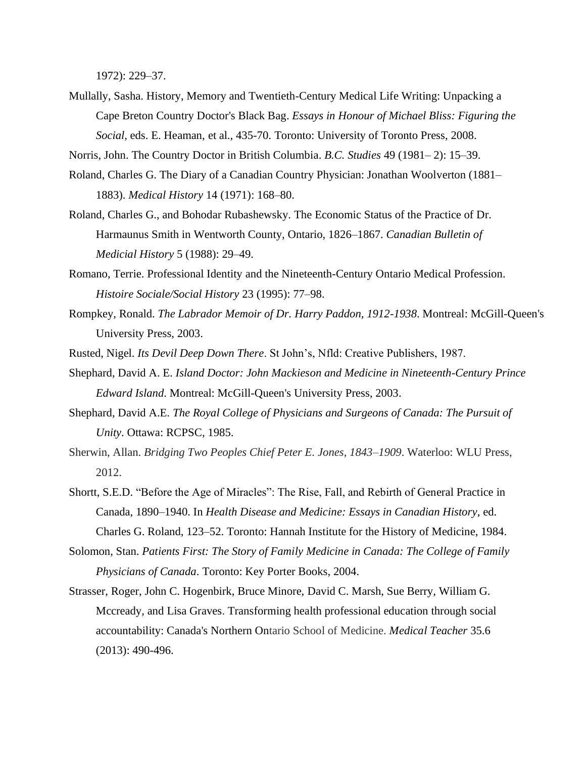1972): 229–37.

Mullally, Sasha. History, Memory and Twentieth-Century Medical Life Writing: Unpacking a Cape Breton Country Doctor's Black Bag. *Essays in Honour of Michael Bliss: Figuring the Social*, eds. E. Heaman, et al., 435-70. Toronto: University of Toronto Press, 2008.

Norris, John. The Country Doctor in British Columbia. *B.C. Studies* 49 (1981– 2): 15–39.

Roland, Charles G. The Diary of a Canadian Country Physician: Jonathan Woolverton (1881–1883). *Medical History* 14 (1971): 168–80.

Roland, Charles G., and Bohodar Rubashewsky. The Economic Status of the Practice of Dr. Harmaunus Smith in Wentworth County, Ontario, 1826–1867. *Canadian Bulletin of Medicial History* 5 (1988): 29–49.

Romano, Terrie. Professional Identity and the Nineteenth-Century Ontario Medical Profession. *Histoire Sociale/Social History* 23 (1995): 77–98.

Rompkey, Ronald. *The Labrador Memoir of Dr. Harry Paddon, 1912-1938*. Montreal: McGill-Queen's University Press, 2003.

Rusted, Nigel. *Its Devil Deep Down There*. St John's, Nfld: Creative Publishers, 1987.

Shephard, David A. E. *Island Doctor: John Mackieson and Medicine in Nineteenth-Century Prince Edward Island*. Montreal: McGill-Queen's University Press, 2003.

Shephard, David A.E. *The Royal College of Physicians and Surgeons of Canada: The Pursuit of Unity*. Ottawa: RCPSC, 1985.

Sherwin, Allan. *Bridging Two Peoples Chief Peter E. Jones, 1843–1909*. Waterloo: WLU Press, 2012.

Shortt, S.E.D. "Before the Age of Miracles": The Rise, Fall, and Rebirth of General Practice in Canada, 1890–1940. In *Health Disease and Medicine: Essays in Canadian History*, ed. Charles G. Roland, 123–52. Toronto: Hannah Institute for the History of Medicine, 1984.

Solomon, Stan. *Patients First: The Story of Family Medicine in Canada: The College of Family Physicians of Canada*. Toronto: Key Porter Books, 2004.

Strasser, Roger, John C. Hogenbirk, Bruce Minore, David C. Marsh, Sue Berry, William G. Mccready, and Lisa Graves. Transforming health professional education through social accountability: Canada's Northern Ontario School of Medicine. *Medical Teacher* 35.6 (2013): 490-496.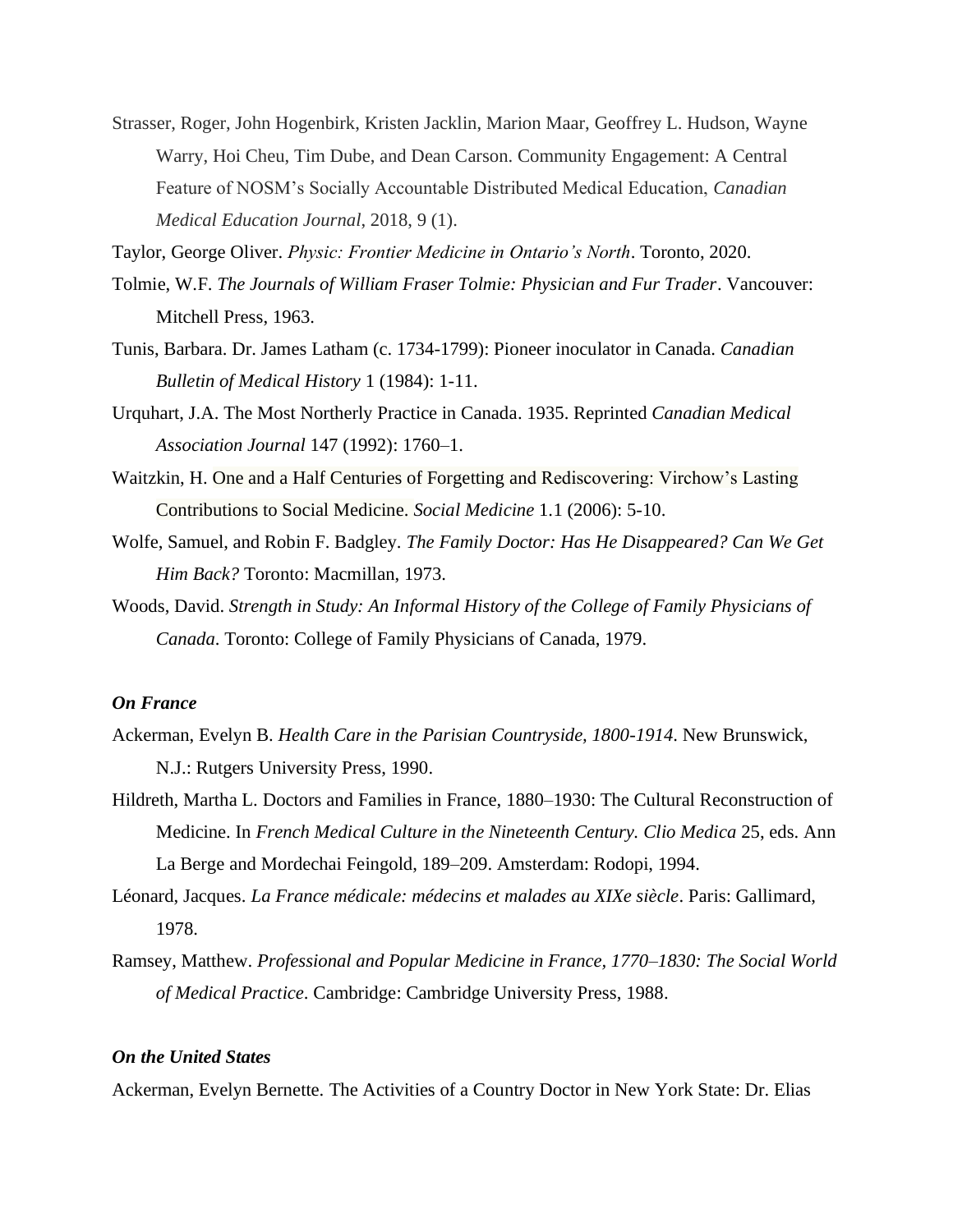Strasser, Roger, John Hogenbirk, Kristen Jacklin, Marion Maar, Geoffrey L. Hudson, Wayne Warry, Hoi Cheu, Tim Dube, and Dean Carson. Community Engagement: A Central Feature of NOSM's Socially Accountable Distributed Medical Education, *Canadian Medical Education Journal*, 2018, 9 (1).

Taylor, George Oliver. *Physic: Frontier Medicine in Ontario's North*. Toronto, 2020.

Tolmie, W.F. *The Journals of William Fraser Tolmie: Physician and Fur Trader*. Vancouver: Mitchell Press, 1963.

Tunis, Barbara. Dr. James Latham (c. 1734-1799): Pioneer inoculator in Canada. *Canadian Bulletin of Medical History* 1 (1984): 1-11.

Urquhart, J.A. The Most Northerly Practice in Canada. 1935. Reprinted *Canadian Medical Association Journal* 147 (1992): 1760–1.

Waitzkin, H. One and a Half Centuries of Forgetting and Rediscovering: Virchow's Lasting Contributions to Social Medicine. *Social Medicine* 1.1 (2006): 5-10.

Wolfe, Samuel, and Robin F. Badgley. *The Family Doctor: Has He Disappeared? Can We Get Him Back?* Toronto: Macmillan, 1973.

Woods, David. *Strength in Study: An Informal History of the College of Family Physicians of Canada*. Toronto: College of Family Physicians of Canada, 1979.

### *On France*

Ackerman, Evelyn B. *Health Care in the Parisian Countryside, 1800-1914*. New Brunswick, N.J.: Rutgers University Press, 1990.

Hildreth, Martha L. Doctors and Families in France, 1880–1930: The Cultural Reconstruction of Medicine. In *French Medical Culture in the Nineteenth Century. Clio Medica* 25, eds. Ann La Berge and Mordechai Feingold, 189–209. Amsterdam: Rodopi, 1994.

Léonard, Jacques. *La France médicale: médecins et malades au XIXe siècle*. Paris: Gallimard, 1978.

Ramsey, Matthew. *Professional and Popular Medicine in France, 1770–1830: The Social World of Medical Practice*. Cambridge: Cambridge University Press, 1988.

### *On the United States*

Ackerman, Evelyn Bernette. The Activities of a Country Doctor in New York State: Dr. Elias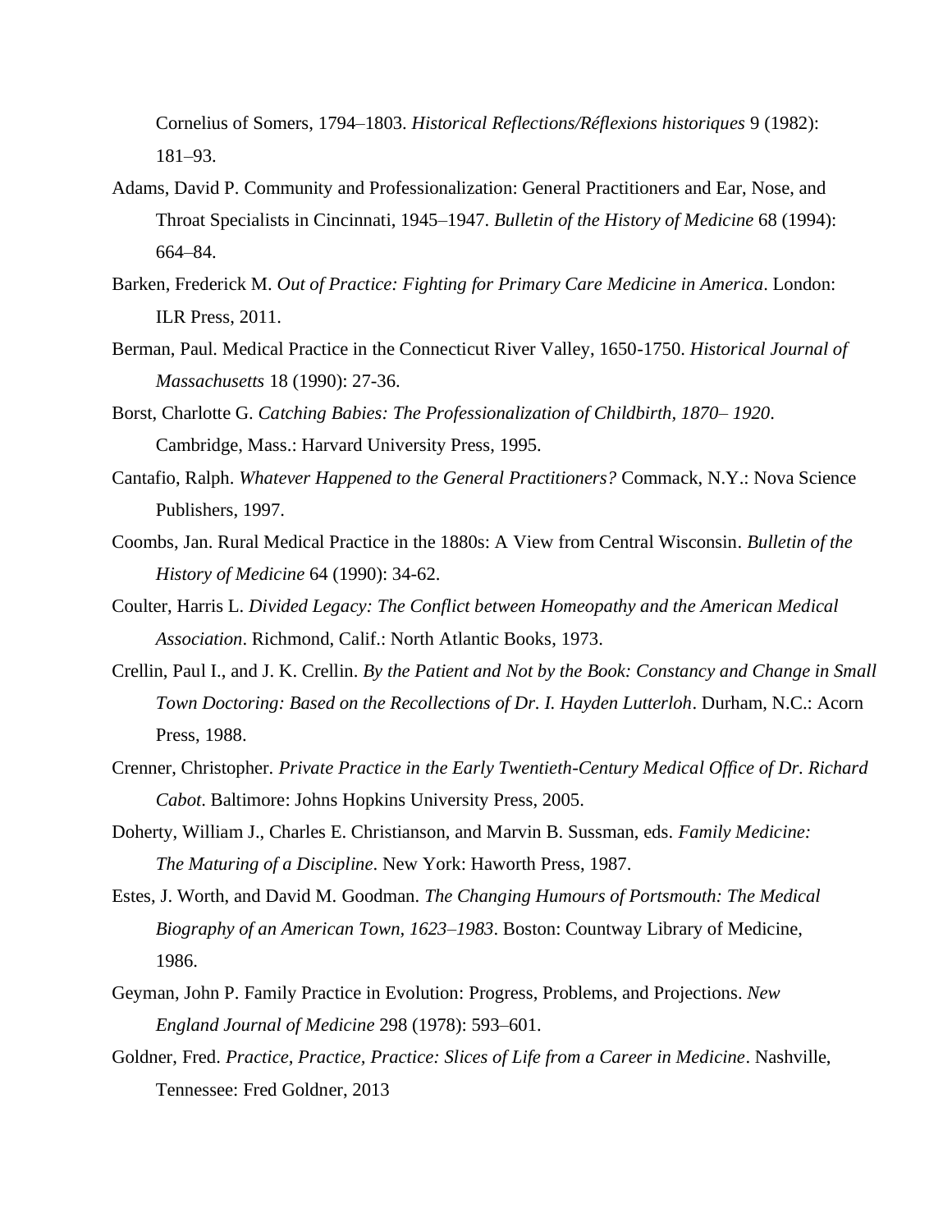Cornelius of Somers, 1794–1803. *Historical Reflections/Réflexions historiques* 9 (1982): 181–93.

Adams, David P. Community and Professionalization: General Practitioners and Ear, Nose, and Throat Specialists in Cincinnati, 1945–1947. *Bulletin of the History of Medicine* 68 (1994): 664–84.

Barken, Frederick M. *Out of Practice: Fighting for Primary Care Medicine in America*. London: ILR Press, 2011.

Berman, Paul. Medical Practice in the Connecticut River Valley, 1650-1750. *Historical Journal of Massachusetts* 18 (1990): 27-36.

Borst, Charlotte G. *Catching Babies: The Professionalization of Childbirth, 1870– 1920*. Cambridge, Mass.: Harvard University Press, 1995.

Cantafio, Ralph. *Whatever Happened to the General Practitioners?* Commack, N.Y.: Nova Science Publishers, 1997.

Coombs, Jan. Rural Medical Practice in the 1880s: A View from Central Wisconsin. *Bulletin of the History of Medicine* 64 (1990): 34-62.

Coulter, Harris L. *Divided Legacy: The Conflict between Homeopathy and the American Medical Association*. Richmond, Calif.: North Atlantic Books, 1973.

Crellin, Paul I., and J. K. Crellin. *By the Patient and Not by the Book: Constancy and Change in Small Town Doctoring: Based on the Recollections of Dr. I. Hayden Lutterloh*. Durham, N.C.: Acorn Press, 1988.

Crenner, Christopher. *Private Practice in the Early Twentieth-Century Medical Office of Dr. Richard Cabot*. Baltimore: Johns Hopkins University Press, 2005.

Doherty, William J., Charles E. Christianson, and Marvin B. Sussman, eds. *Family Medicine: The Maturing of a Discipline*. New York: Haworth Press, 1987.

Estes, J. Worth, and David M. Goodman. *The Changing Humours of Portsmouth: The Medical Biography of an American Town, 1623–1983*. Boston: Countway Library of Medicine, 1986.

Geyman, John P. Family Practice in Evolution: Progress, Problems, and Projections. *New England Journal of Medicine* 298 (1978): 593–601.

Goldner, Fred. *Practice, Practice, Practice: Slices of Life from a Career in Medicine*. Nashville, Tennessee: Fred Goldner, 2013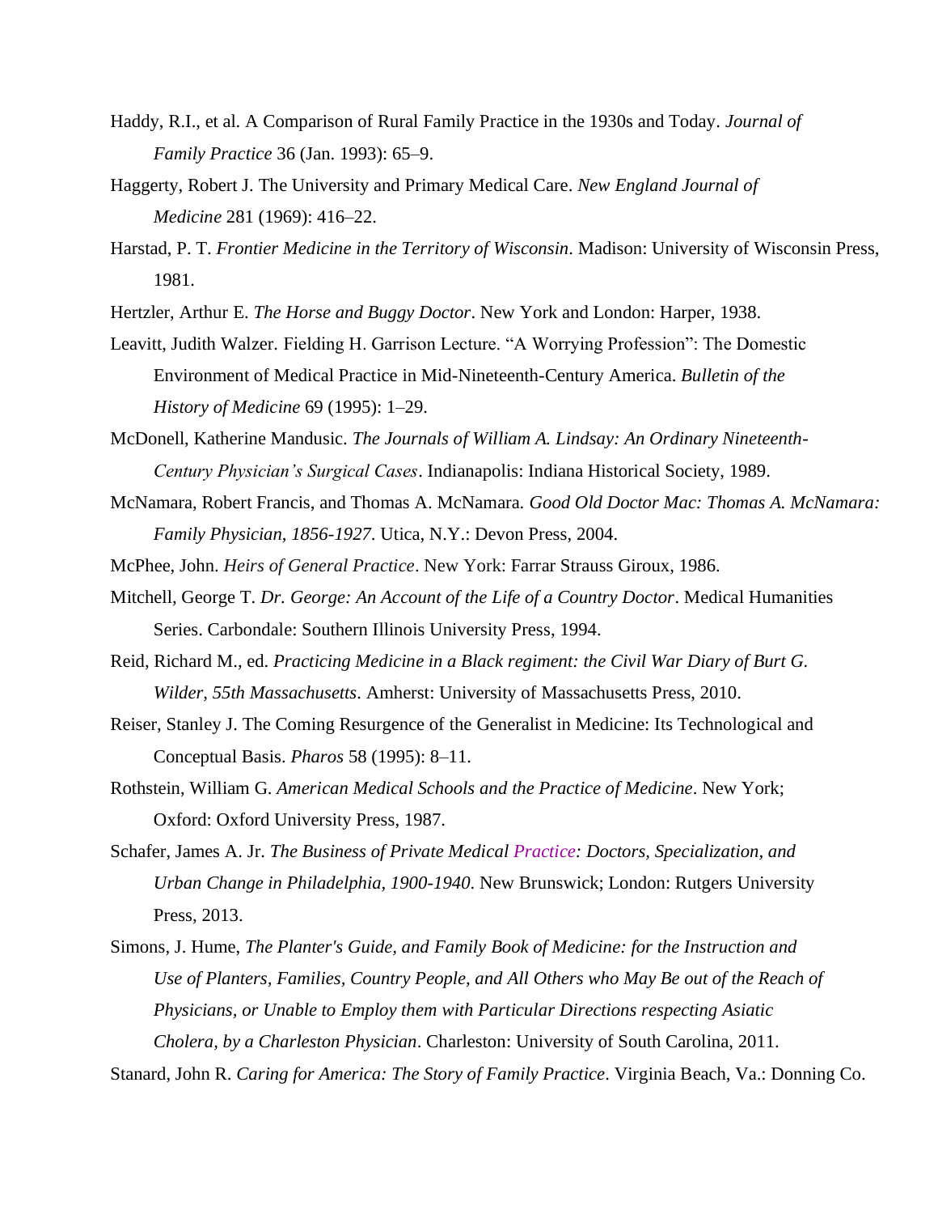Haddy, R.I., et al. A Comparison of Rural Family Practice in the 1930s and Today. *Journal of Family Practice* 36 (Jan. 1993): 65–9.

Haggerty, Robert J. The University and Primary Medical Care. *New England Journal of Medicine* 281 (1969): 416–22.

Harstad, P. T. *Frontier Medicine in the Territory of Wisconsin*. Madison: University of Wisconsin Press, 1981.

Hertzler, Arthur E. *The Horse and Buggy Doctor*. New York and London: Harper, 1938.

Leavitt, Judith Walzer. Fielding H. Garrison Lecture. "A Worrying Profession": The Domestic Environment of Medical Practice in Mid-Nineteenth-Century America. *Bulletin of the History of Medicine* 69 (1995): 1–29.

McDonell, Katherine Mandusic. *The Journals of William A. Lindsay: An Ordinary Nineteenth-Century Physician's Surgical Cases*. Indianapolis: Indiana Historical Society, 1989.

McNamara, Robert Francis, and Thomas A. McNamara. *Good Old Doctor Mac: Thomas A. McNamara: Family Physician, 1856-1927*. Utica, N.Y.: Devon Press, 2004.

McPhee, John. *Heirs of General Practice*. New York: Farrar Strauss Giroux, 1986.

Mitchell, George T. *Dr. George: An Account of the Life of a Country Doctor*. Medical Humanities Series. Carbondale: Southern Illinois University Press, 1994.

Reid, Richard M., ed. *Practicing Medicine in a Black regiment: the Civil War Diary of Burt G. Wilder, 55th Massachusetts*. Amherst: University of Massachusetts Press, 2010.

Reiser, Stanley J. The Coming Resurgence of the Generalist in Medicine: Its Technological and Conceptual Basis. *Pharos* 58 (1995): 8–11.

Rothstein, William G. *American Medical Schools and the Practice of Medicine*. New York; Oxford: Oxford University Press, 1987.

Schafer, James A. Jr. *The Business of Private Medical Practice: Doctors, Specialization, and Urban Change in Philadelphia, 1900-1940*. New Brunswick; London: Rutgers University Press, 2013.

Simons, J. Hume, *The Planter's Guide, and Family Book of Medicine: for the Instruction and Use of Planters, Families, Country People, and All Others who May Be out of the Reach of Physicians, or Unable to Employ them with Particular Directions respecting Asiatic Cholera, by a Charleston Physician*. Charleston: University of South Carolina, 2011.

Stanard, John R. *Caring for America: The Story of Family Practice*. Virginia Beach, Va.: Donning Co.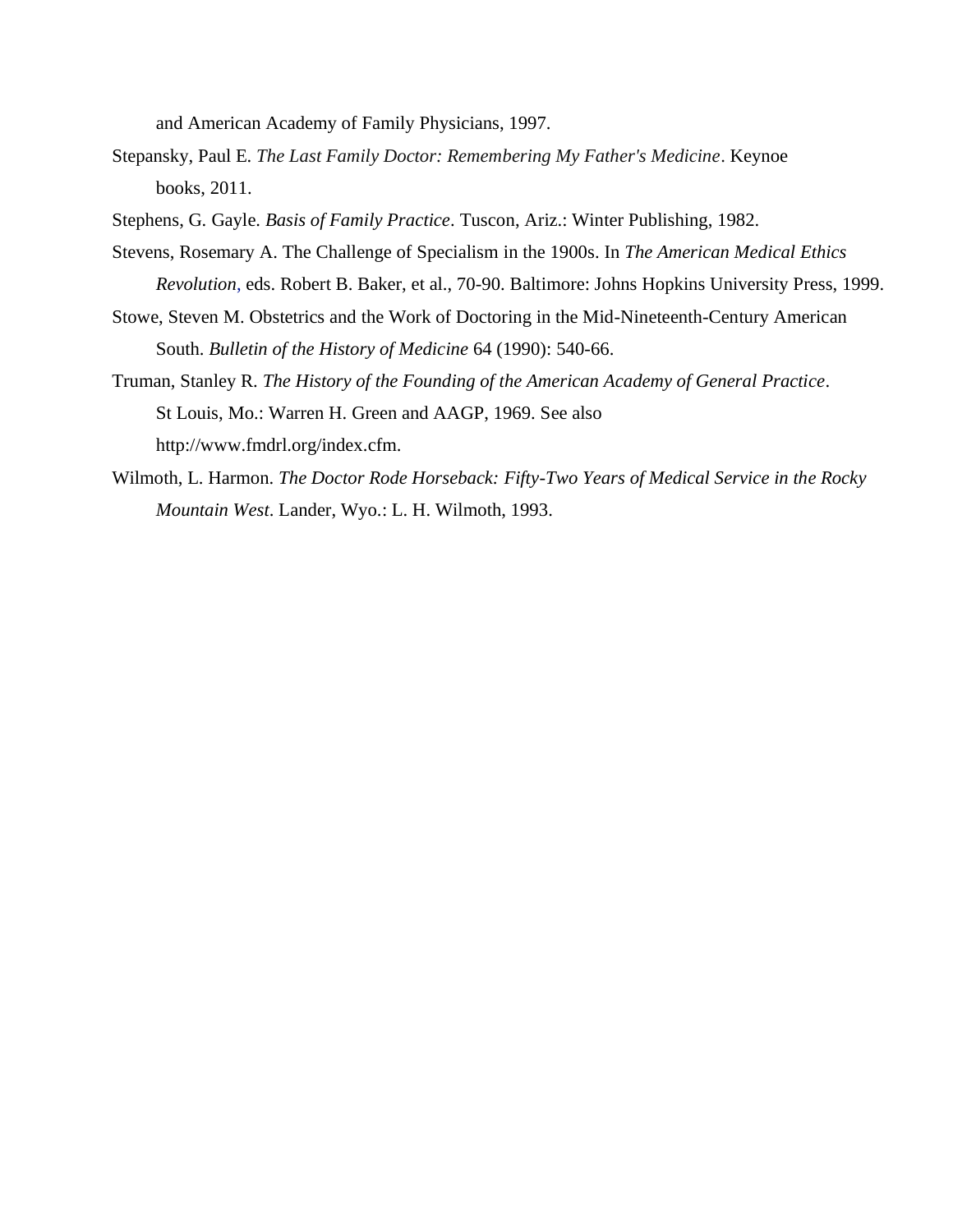and American Academy of Family Physicians, 1997.

Stepansky, Paul E. *The Last Family Doctor: Remembering My Father's Medicine*. Keynoe books, 2011.

Stephens, G. Gayle. *Basis of Family Practice*. Tuscon, Ariz.: Winter Publishing, 1982.

Stevens, Rosemary A. The Challenge of Specialism in the 1900s. In *The American Medical Ethics Revolution*, eds. Robert B. Baker, et al., 70-90. Baltimore: Johns Hopkins University Press, 1999.

Stowe, Steven M. Obstetrics and the Work of Doctoring in the Mid-Nineteenth-Century American South. *Bulletin of the History of Medicine* 64 (1990): 540-66.

Truman, Stanley R. *The History of the Founding of the American Academy of General Practice*. St Louis, Mo.: Warren H. Green and AAGP, 1969. See also http://www.fmdrl.org/index.cfm.

Wilmoth, L. Harmon. *The Doctor Rode Horseback: Fifty-Two Years of Medical Service in the Rocky Mountain West*. Lander, Wyo.: L. H. Wilmoth, 1993.